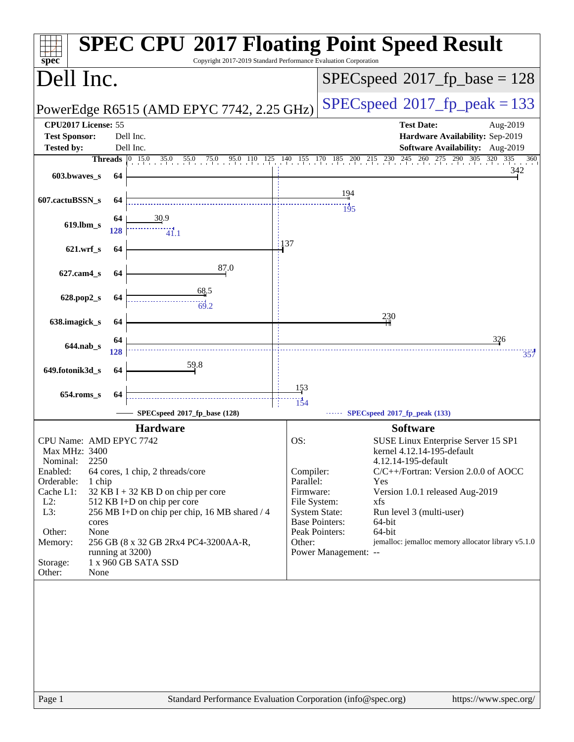# SPEC CPU 2017 Floating Point Speed Result

Copyright 2017-2019 Standard Performance Evaluation Corporation

## Dell Inc.

**PowerEdge R6515 (AMD EPYC 7742, 2.25 GHz)**

SPECspeed 2017_fp_base = 128

SPECspeed 2017_fp_peak = 133

| | | | |
|---|---|---|---|
| **CPU2017 License:** | 55 | **Test Date:** | Aug-2019 |
| **Test Sponsor:** | Dell Inc. | **Hardware Availability:** | Sep-2019 |
| **Tested by:** | Dell Inc. | **Software Availability:** | Aug-2019 |

| Benchmark | Threads (base) | Base | Threads (peak) | Peak |
|---|---|---|---|---|
| 603.bwaves_s | 64 | 342 | | |
| 607.cactuBSSN_s | 64 | 194 | | 195 |
| 619.lbm_s | 64 | 30.9 | 128 | 41.1 |
| 621.wrf_s | 64 | 137 | | |
| 627.cam4_s | 64 | 87.0 | | |
| 628.pop2_s | 64 | 68.5 | | 69.2 |
| 638.imagick_s | 64 | 230 | | |
| 644.nab_s | 64 | 326 | 128 | 357 |
| 649.fotonik3d_s | 64 | 59.8 | | |
| 654.roms_s | 64 | 153 | | 154 |

SPECspeed 2017_fp_base (128) — SPECspeed 2017_fp_peak (133)

## Hardware

- **CPU Name:** AMD EPYC 7742
- **Max MHz:** 3400
- **Nominal:** 2250
- **Enabled:** 64 cores, 1 chip, 2 threads/core
- **Orderable:** 1 chip
- **Cache L1:** 32 KB I + 32 KB D on chip per core
- **L2:** 512 KB I+D on chip per core
- **L3:** 256 MB I+D on chip per chip, 16 MB shared / 4 cores
- **Other:** None
- **Memory:** 256 GB (8 x 32 GB 2Rx4 PC4-3200AA-R, running at 3200)
- **Storage:** 1 x 960 GB SATA SSD
- **Other:** None

## Software

- **OS:** SUSE Linux Enterprise Server 15 SP1 kernel 4.12.14-195-default 4.12.14-195-default
- **Compiler:** C/C++/Fortran: Version 2.0.0 of AOCC
- **Parallel:** Yes
- **Firmware:** Version 1.0.1 released Aug-2019
- **File System:** xfs
- **System State:** Run level 3 (multi-user)
- **Base Pointers:** 64-bit
- **Peak Pointers:** 64-bit
- **Other:** jemalloc: jemalloc memory allocator library v5.1.0
- **Power Management:** --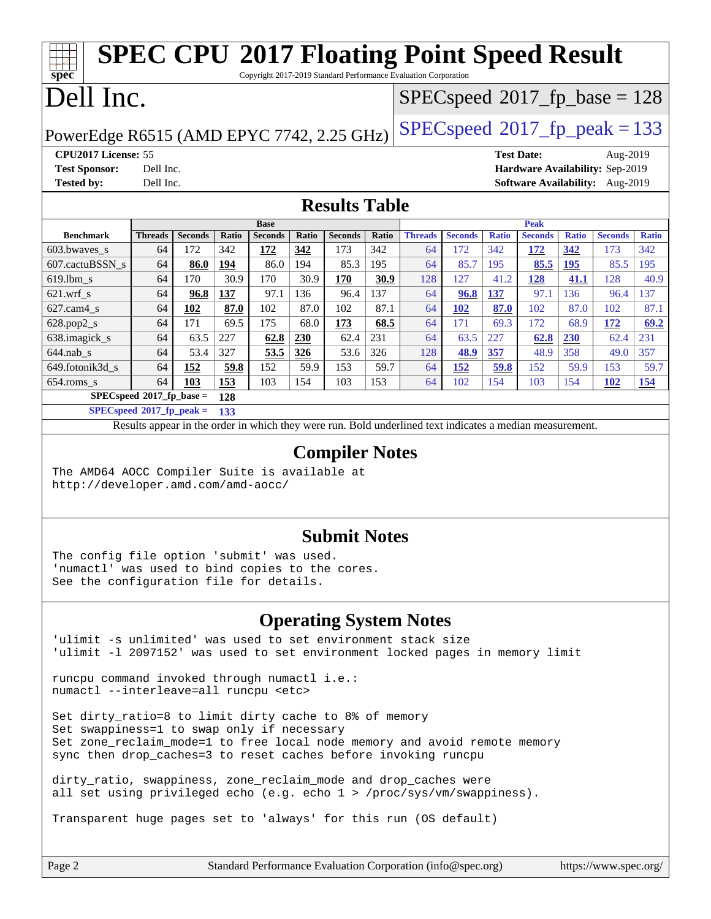# SPEC CPU 2017 Floating Point Speed Result

Copyright 2017-2019 Standard Performance Evaluation Corporation

# Dell Inc.

PowerEdge R6515 (AMD EPYC 7742, 2.25 GHz)

SPECspeed 2017_fp_base = 128

SPECspeed 2017_fp_peak = 133

**CPU2017 License:** 55
**Test Sponsor:** Dell Inc.
**Tested by:** Dell Inc.

**Test Date:** Aug-2019
**Hardware Availability:** Sep-2019
**Software Availability:** Aug-2019

## Results Table

| Benchmark | Base | | | | | | | Peak | | | | | | |
|---|---|---|---|---|---|---|---|---|---|---|---|---|---|---|
| | Threads | Seconds | Ratio | Seconds | Ratio | Seconds | Ratio | Threads | Seconds | Ratio | Seconds | Ratio | Seconds | Ratio |
| 603.bwaves_s | 64 | 172 | 342 | **172** | **342** | 173 | 342 | 64 | 172 | 342 | **172** | **342** | 173 | 342 |
| 607.cactuBSSN_s | 64 | **86.0** | **194** | 86.0 | 194 | 85.3 | 195 | 64 | 85.7 | 195 | **85.5** | **195** | 85.5 | 195 |
| 619.lbm_s | 64 | 170 | 30.9 | 170 | 30.9 | **170** | **30.9** | 128 | 127 | 41.2 | **128** | **41.1** | 128 | 40.9 |
| 621.wrf_s | 64 | **96.8** | **137** | 97.1 | 136 | 96.4 | 137 | 64 | **96.8** | **137** | 97.1 | 136 | 96.4 | 137 |
| 627.cam4_s | 64 | **102** | **87.0** | 102 | 87.0 | 102 | 87.1 | 64 | **102** | **87.0** | 102 | 87.0 | 102 | 87.1 |
| 628.pop2_s | 64 | 171 | 69.5 | 175 | 68.0 | **173** | **68.5** | 64 | 171 | 69.3 | 172 | 68.9 | **172** | **69.2** |
| 638.imagick_s | 64 | 63.5 | 227 | **62.8** | **230** | 62.4 | 231 | 64 | 63.5 | 227 | **62.8** | **230** | 62.4 | 231 |
| 644.nab_s | 64 | 53.4 | 327 | **53.5** | **326** | 53.6 | 326 | 128 | **48.9** | **357** | 48.9 | 358 | 49.0 | 357 |
| 649.fotonik3d_s | 64 | **152** | **59.8** | 152 | 59.9 | 153 | 59.7 | 64 | **152** | **59.8** | 152 | 59.9 | 153 | 59.7 |
| 654.roms_s | 64 | **103** | **153** | 103 | 154 | 103 | 153 | 64 | 102 | 154 | 103 | 154 | **102** | **154** |

**SPECspeed 2017_fp_base =** **128**

**SPECspeed 2017_fp_peak =** **133**

Results appear in the order in which they were run. Bold underlined text indicates a median measurement.

## Compiler Notes

```
The AMD64 AOCC Compiler Suite is available at
http://developer.amd.com/amd-aocc/
```

## Submit Notes

```
The config file option 'submit' was used.
'numactl' was used to bind copies to the cores.
See the configuration file for details.
```

## Operating System Notes

```
'ulimit -s unlimited' was used to set environment stack size
'ulimit -l 2097152' was used to set environment locked pages in memory limit

runcpu command invoked through numactl i.e.:
numactl --interleave=all runcpu <etc>

Set dirty_ratio=8 to limit dirty cache to 8% of memory
Set swappiness=1 to swap only if necessary
Set zone_reclaim_mode=1 to free local node memory and avoid remote memory
sync then drop_caches=3 to reset caches before invoking runcpu

dirty_ratio, swappiness, zone_reclaim_mode and drop_caches were
all set using privileged echo (e.g. echo 1 > /proc/sys/vm/swappiness).

Transparent huge pages set to 'always' for this run (OS default)
```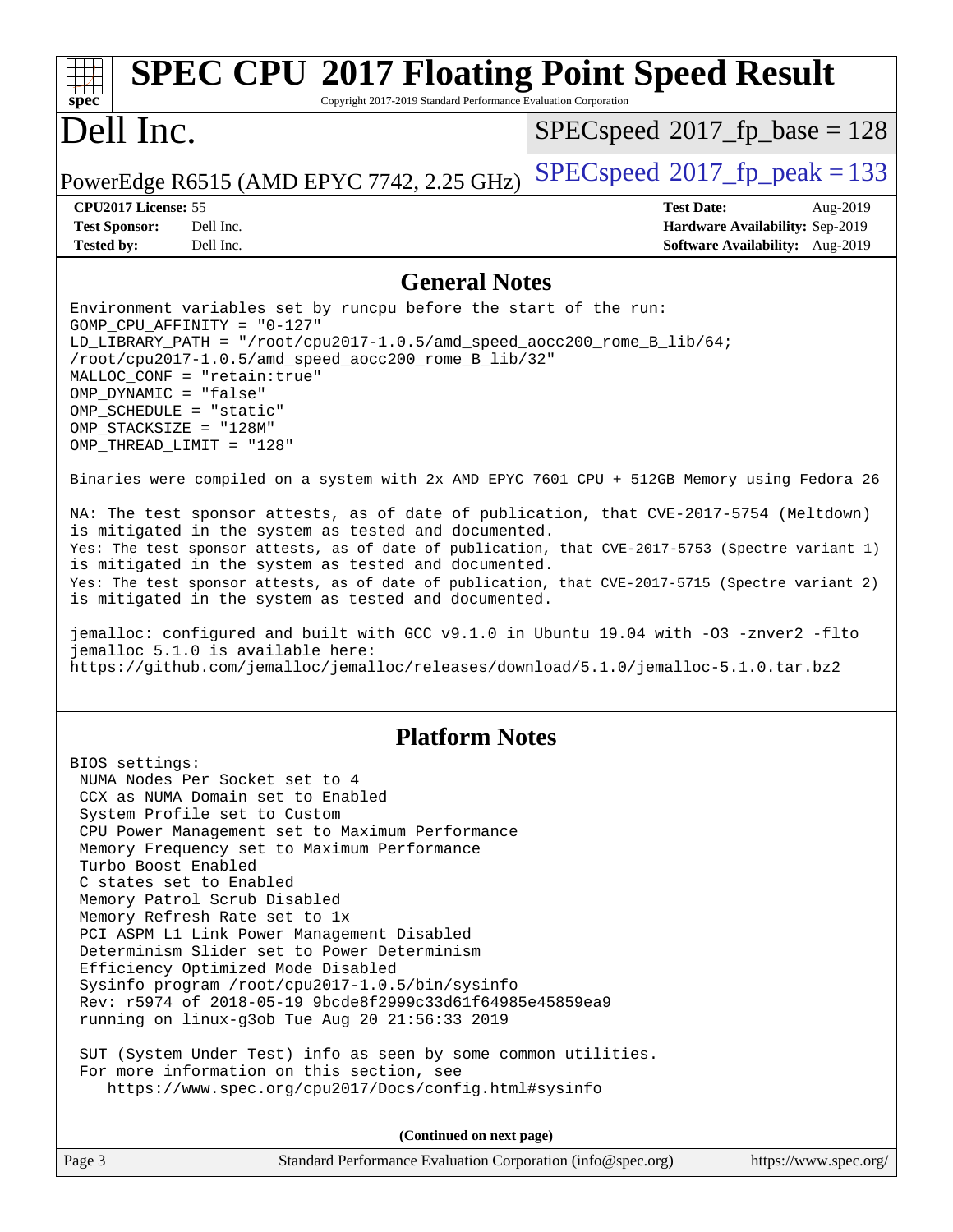# SPEC CPU 2017 Floating Point Speed Result

Copyright 2017-2019 Standard Performance Evaluation Corporation

# Dell Inc.

PowerEdge R6515 (AMD EPYC 7742, 2.25 GHz)

SPECspeed 2017_fp_base = 128

SPECspeed 2017_fp_peak = 133

**CPU2017 License:** 55
**Test Sponsor:** Dell Inc.
**Tested by:** Dell Inc.

**Test Date:** Aug-2019
**Hardware Availability:** Sep-2019
**Software Availability:** Aug-2019

## General Notes

```
Environment variables set by runcpu before the start of the run:
GOMP_CPU_AFFINITY = "0-127"
LD_LIBRARY_PATH = "/root/cpu2017-1.0.5/amd_speed_aocc200_rome_B_lib/64;
/root/cpu2017-1.0.5/amd_speed_aocc200_rome_B_lib/32"
MALLOC_CONF = "retain:true"
OMP_DYNAMIC = "false"
OMP_SCHEDULE = "static"
OMP_STACKSIZE = "128M"
OMP_THREAD_LIMIT = "128"

Binaries were compiled on a system with 2x AMD EPYC 7601 CPU + 512GB Memory using Fedora 26

NA: The test sponsor attests, as of date of publication, that CVE-2017-5754 (Meltdown)
is mitigated in the system as tested and documented.
Yes: The test sponsor attests, as of date of publication, that CVE-2017-5753 (Spectre variant 1)
is mitigated in the system as tested and documented.
Yes: The test sponsor attests, as of date of publication, that CVE-2017-5715 (Spectre variant 2)
is mitigated in the system as tested and documented.

jemalloc: configured and built with GCC v9.1.0 in Ubuntu 19.04 with -O3 -znver2 -flto
jemalloc 5.1.0 is available here:
https://github.com/jemalloc/jemalloc/releases/download/5.1.0/jemalloc-5.1.0.tar.bz2
```

## Platform Notes

```
BIOS settings:
 NUMA Nodes Per Socket set to 4
 CCX as NUMA Domain set to Enabled
 System Profile set to Custom
 CPU Power Management set to Maximum Performance
 Memory Frequency set to Maximum Performance
 Turbo Boost Enabled
 C states set to Enabled
 Memory Patrol Scrub Disabled
 Memory Refresh Rate set to 1x
 PCI ASPM L1 Link Power Management Disabled
 Determinism Slider set to Power Determinism
 Efficiency Optimized Mode Disabled
 Sysinfo program /root/cpu2017-1.0.5/bin/sysinfo
 Rev: r5974 of 2018-05-19 9bcde8f2999c33d61f64985e45859ea9
 running on linux-g3ob Tue Aug 20 21:56:33 2019

 SUT (System Under Test) info as seen by some common utilities.
 For more information on this section, see
    https://www.spec.org/cpu2017/Docs/config.html#sysinfo
```

**(Continued on next page)**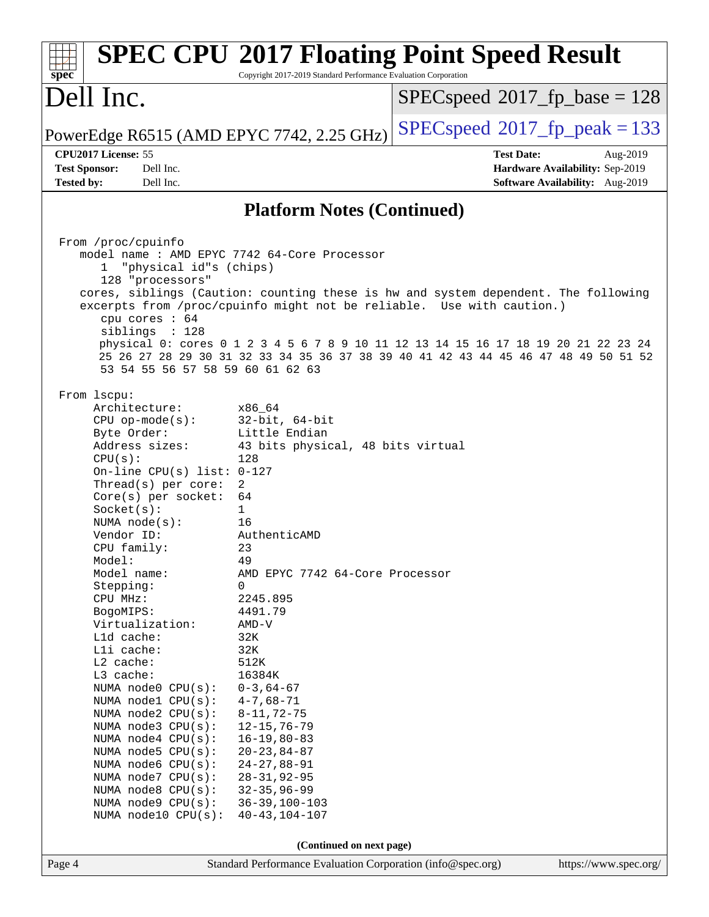## Platform Notes (Continued)

```
From /proc/cpuinfo
   model name : AMD EPYC 7742 64-Core Processor
      1  "physical id"s (chips)
      128 "processors"
   cores, siblings (Caution: counting these is hw and system dependent. The following
   excerpts from /proc/cpuinfo might not be reliable.  Use with caution.)
      cpu cores : 64
      siblings  : 128
      physical 0: cores 0 1 2 3 4 5 6 7 8 9 10 11 12 13 14 15 16 17 18 19 20 21 22 23 24
      25 26 27 28 29 30 31 32 33 34 35 36 37 38 39 40 41 42 43 44 45 46 47 48 49 50 51 52
      53 54 55 56 57 58 59 60 61 62 63

From lscpu:
     Architecture:          x86_64
     CPU op-mode(s):        32-bit, 64-bit
     Byte Order:            Little Endian
     Address sizes:         43 bits physical, 48 bits virtual
     CPU(s):                128
     On-line CPU(s) list: 0-127
     Thread(s) per core:  2
     Core(s) per socket:  64
     Socket(s):             1
     NUMA node(s):          16
     Vendor ID:             AuthenticAMD
     CPU family:            23
     Model:                 49
     Model name:            AMD EPYC 7742 64-Core Processor
     Stepping:              0
     CPU MHz:               2245.895
     BogoMIPS:              4491.79
     Virtualization:        AMD-V
     L1d cache:             32K
     L1i cache:             32K
     L2 cache:              512K
     L3 cache:              16384K
     NUMA node0 CPU(s):   0-3,64-67
     NUMA node1 CPU(s):   4-7,68-71
     NUMA node2 CPU(s):   8-11,72-75
     NUMA node3 CPU(s):   12-15,76-79
     NUMA node4 CPU(s):   16-19,80-83
     NUMA node5 CPU(s):   20-23,84-87
     NUMA node6 CPU(s):   24-27,88-91
     NUMA node7 CPU(s):   28-31,92-95
     NUMA node8 CPU(s):   32-35,96-99
     NUMA node9 CPU(s):   36-39,100-103
     NUMA node10 CPU(s):  40-43,104-107
```

(Continued on next page)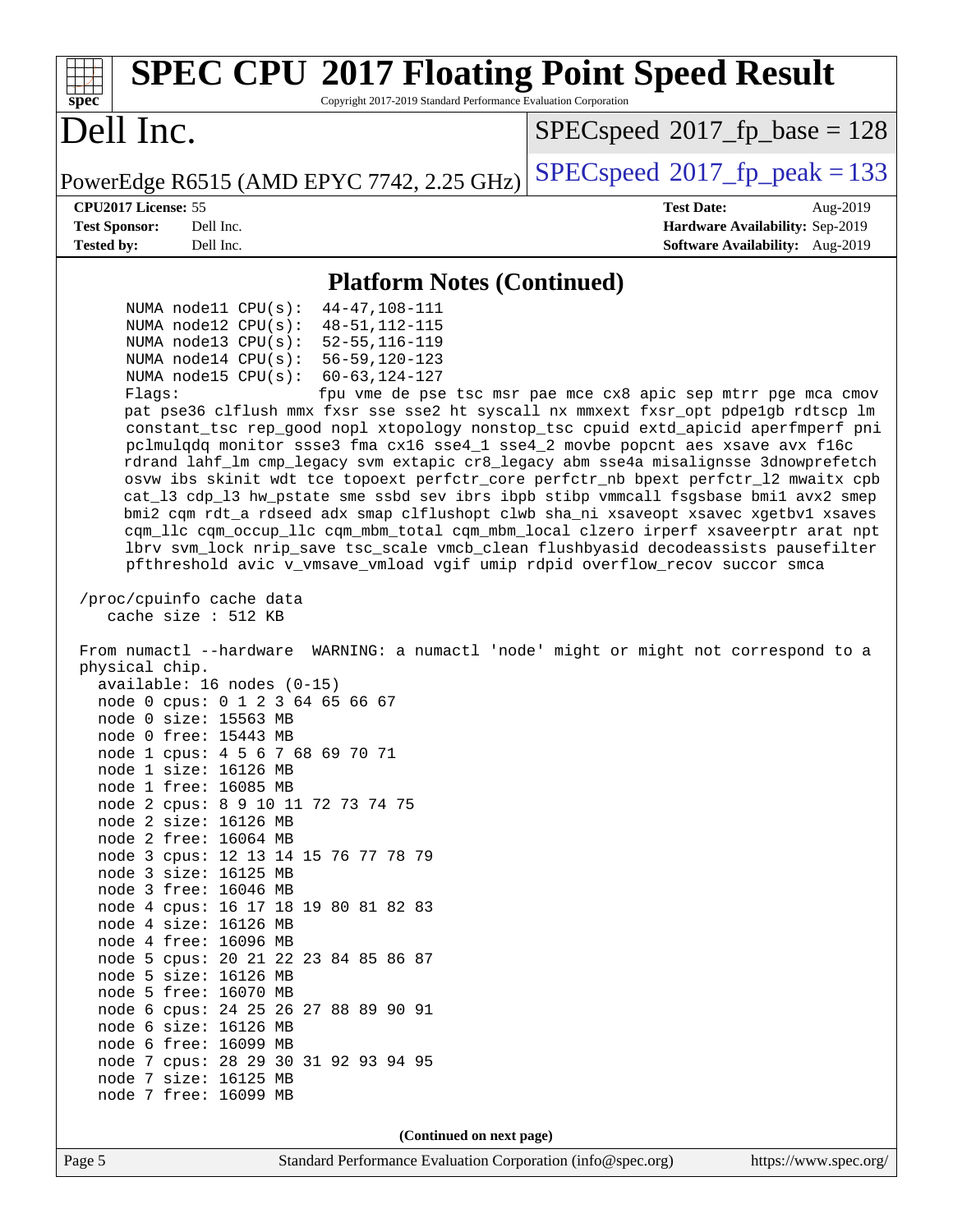## Platform Notes (Continued)

```
      NUMA node11 CPU(s):  44-47,108-111
      NUMA node12 CPU(s):  48-51,112-115
      NUMA node13 CPU(s):  52-55,116-119
      NUMA node14 CPU(s):  56-59,120-123
      NUMA node15 CPU(s):  60-63,124-127
      Flags:               fpu vme de pse tsc msr pae mce cx8 apic sep mtrr pge mca cmov
      pat pse36 clflush mmx fxsr sse sse2 ht syscall nx mmxext fxsr_opt pdpe1gb rdtscp lm
      constant_tsc rep_good nopl xtopology nonstop_tsc cpuid extd_apicid aperfmperf pni
      pclmulqdq monitor ssse3 fma cx16 sse4_1 sse4_2 movbe popcnt aes xsave avx f16c
      rdrand lahf_lm cmp_legacy svm extapic cr8_legacy abm sse4a misalignsse 3dnowprefetch
      osvw ibs skinit wdt tce topoext perfctr_core perfctr_nb bpext perfctr_l2 mwaitx cpb
      cat_l3 cdp_l3 hw_pstate sme ssbd sev ibrs ibpb stibp vmmcall fsgsbase bmi1 avx2 smep
      bmi2 cqm rdt_a rdseed adx smap clflushopt clwb sha_ni xsaveopt xsavec xgetbv1 xsaves
      cqm_llc cqm_occup_llc cqm_mbm_total cqm_mbm_local clzero irperf xsaveerptr arat npt
      lbrv svm_lock nrip_save tsc_scale vmcb_clean flushbyasid decodeassists pausefilter
      pfthreshold avic v_vmsave_vmload vgif umip rdpid overflow_recov succor smca

 /proc/cpuinfo cache data
    cache size : 512 KB

 From numactl --hardware  WARNING: a numactl 'node' might or might not correspond to a
 physical chip.
   available: 16 nodes (0-15)
   node 0 cpus: 0 1 2 3 64 65 66 67
   node 0 size: 15563 MB
   node 0 free: 15443 MB
   node 1 cpus: 4 5 6 7 68 69 70 71
   node 1 size: 16126 MB
   node 1 free: 16085 MB
   node 2 cpus: 8 9 10 11 72 73 74 75
   node 2 size: 16126 MB
   node 2 free: 16064 MB
   node 3 cpus: 12 13 14 15 76 77 78 79
   node 3 size: 16125 MB
   node 3 free: 16046 MB
   node 4 cpus: 16 17 18 19 80 81 82 83
   node 4 size: 16126 MB
   node 4 free: 16096 MB
   node 5 cpus: 20 21 22 23 84 85 86 87
   node 5 size: 16126 MB
   node 5 free: 16070 MB
   node 6 cpus: 24 25 26 27 88 89 90 91
   node 6 size: 16126 MB
   node 6 free: 16099 MB
   node 7 cpus: 28 29 30 31 92 93 94 95
   node 7 size: 16125 MB
   node 7 free: 16099 MB
```

**(Continued on next page)**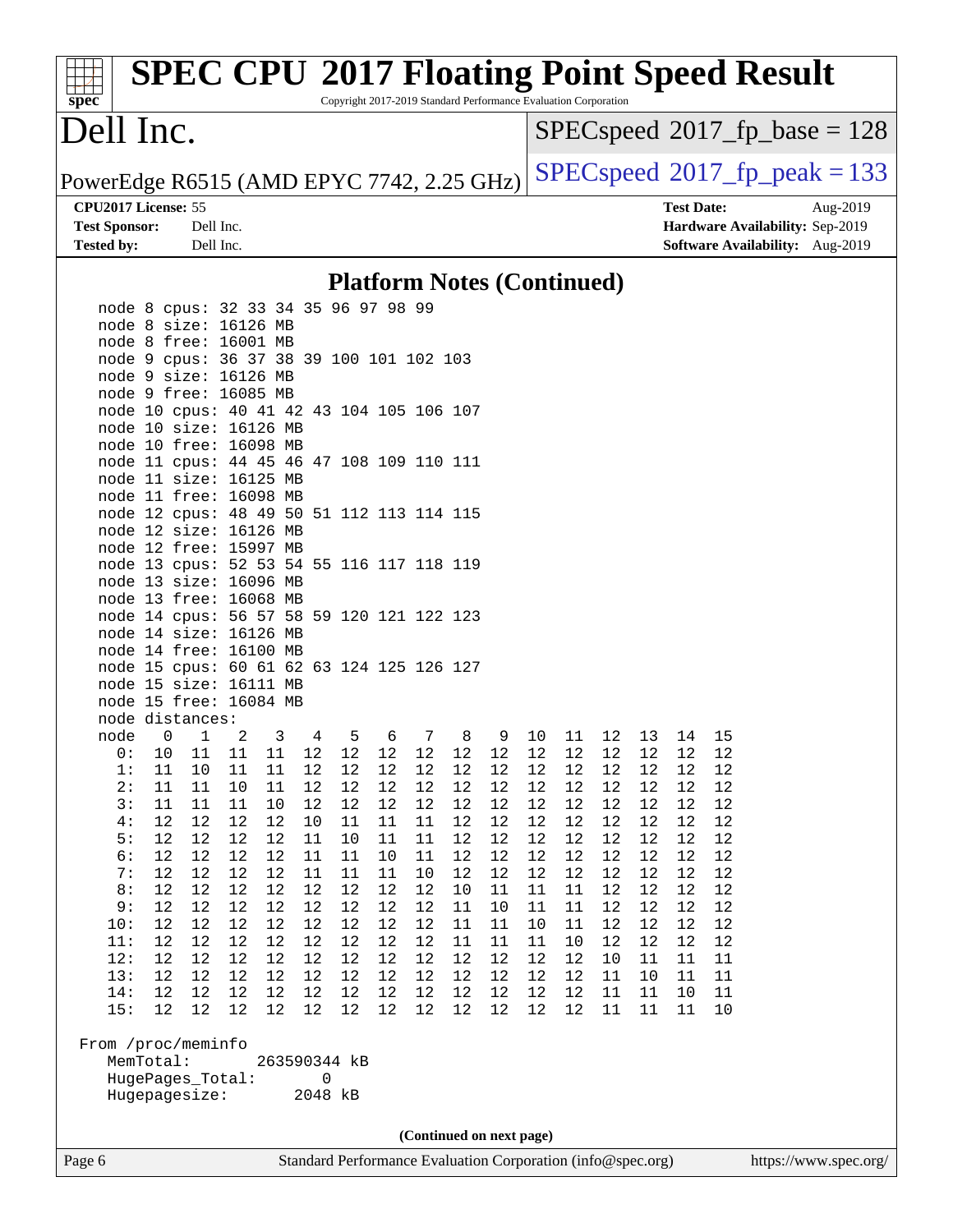## Platform Notes (Continued)

```
   node 8 cpus: 32 33 34 35 96 97 98 99
   node 8 size: 16126 MB
   node 8 free: 16001 MB
   node 9 cpus: 36 37 38 39 100 101 102 103
   node 9 size: 16126 MB
   node 9 free: 16085 MB
   node 10 cpus: 40 41 42 43 104 105 106 107
   node 10 size: 16126 MB
   node 10 free: 16098 MB
   node 11 cpus: 44 45 46 47 108 109 110 111
   node 11 size: 16125 MB
   node 11 free: 16098 MB
   node 12 cpus: 48 49 50 51 112 113 114 115
   node 12 size: 16126 MB
   node 12 free: 15997 MB
   node 13 cpus: 52 53 54 55 116 117 118 119
   node 13 size: 16096 MB
   node 13 free: 16068 MB
   node 14 cpus: 56 57 58 59 120 121 122 123
   node 14 size: 16126 MB
   node 14 free: 16100 MB
   node 15 cpus: 60 61 62 63 124 125 126 127
   node 15 size: 16111 MB
   node 15 free: 16084 MB
   node distances:
   node   0   1   2   3   4   5   6   7   8   9  10  11  12  13  14  15
     0:  10  11  11  11  12  12  12  12  12  12  12  12  12  12  12  12
     1:  11  10  11  11  12  12  12  12  12  12  12  12  12  12  12  12
     2:  11  11  10  11  12  12  12  12  12  12  12  12  12  12  12  12
     3:  11  11  11  10  12  12  12  12  12  12  12  12  12  12  12  12
     4:  12  12  12  12  10  11  11  11  12  12  12  12  12  12  12  12
     5:  12  12  12  12  11  10  11  11  12  12  12  12  12  12  12  12
     6:  12  12  12  12  11  11  10  11  12  12  12  12  12  12  12  12
     7:  12  12  12  12  11  11  11  10  12  12  12  12  12  12  12  12
     8:  12  12  12  12  12  12  12  12  10  11  11  11  12  12  12  12
     9:  12  12  12  12  12  12  12  12  11  10  11  11  12  12  12  12
    10:  12  12  12  12  12  12  12  12  11  11  10  11  12  12  12  12
    11:  12  12  12  12  12  12  12  12  11  11  11  10  12  12  12  12
    12:  12  12  12  12  12  12  12  12  12  12  12  12  10  11  11  11
    13:  12  12  12  12  12  12  12  12  12  12  12  12  11  10  11  11
    14:  12  12  12  12  12  12  12  12  12  12  12  12  11  11  10  11
    15:  12  12  12  12  12  12  12  12  12  12  12  12  11  11  11  10

 From /proc/meminfo
    MemTotal:       263590344 kB
    HugePages_Total:       0
    Hugepagesize:       2048 kB
```

(Continued on next page)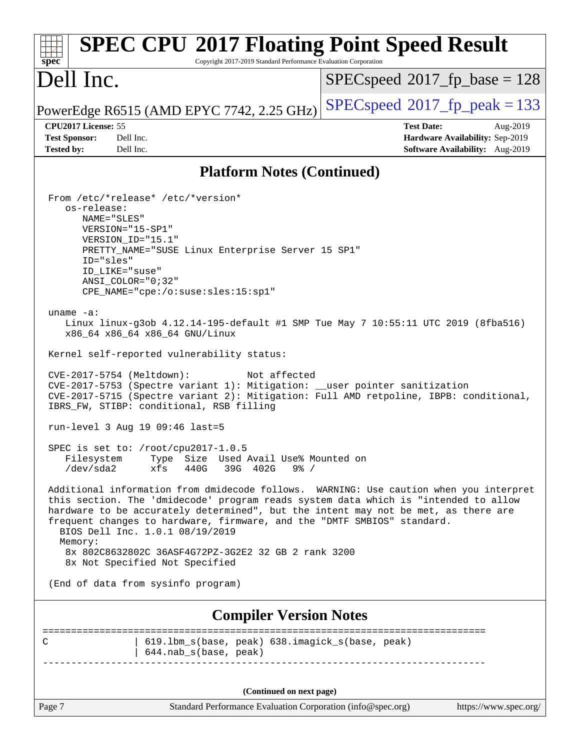## Platform Notes (Continued)

```
From /etc/*release* /etc/*version*
   os-release:
      NAME="SLES"
      VERSION="15-SP1"
      VERSION_ID="15.1"
      PRETTY_NAME="SUSE Linux Enterprise Server 15 SP1"
      ID="sles"
      ID_LIKE="suse"
      ANSI_COLOR="0;32"
      CPE_NAME="cpe:/o:suse:sles:15:sp1"

uname -a:
   Linux linux-g3ob 4.12.14-195-default #1 SMP Tue May 7 10:55:11 UTC 2019 (8fba516)
   x86_64 x86_64 x86_64 GNU/Linux

Kernel self-reported vulnerability status:

CVE-2017-5754 (Meltdown):          Not affected
CVE-2017-5753 (Spectre variant 1): Mitigation: __user pointer sanitization
CVE-2017-5715 (Spectre variant 2): Mitigation: Full AMD retpoline, IBPB: conditional,
IBRS_FW, STIBP: conditional, RSB filling

run-level 3 Aug 19 09:46 last=5

SPEC is set to: /root/cpu2017-1.0.5
   Filesystem     Type  Size  Used Avail Use% Mounted on
   /dev/sda2      xfs   440G   39G  402G   9% /

Additional information from dmidecode follows.  WARNING: Use caution when you interpret
this section. The 'dmidecode' program reads system data which is "intended to allow
hardware to be accurately determined", but the intent may not be met, as there are
frequent changes to hardware, firmware, and the "DMTF SMBIOS" standard.
  BIOS Dell Inc. 1.0.1 08/19/2019
  Memory:
   8x 802C8632802C 36ASF4G72PZ-3G2E2 32 GB 2 rank 3200
   8x Not Specified Not Specified

(End of data from sysinfo program)
```

## Compiler Version Notes

```
==============================================================================
C               | 619.lbm_s(base, peak) 638.imagick_s(base, peak)
                | 644.nab_s(base, peak)
------------------------------------------------------------------------------
```

(Continued on next page)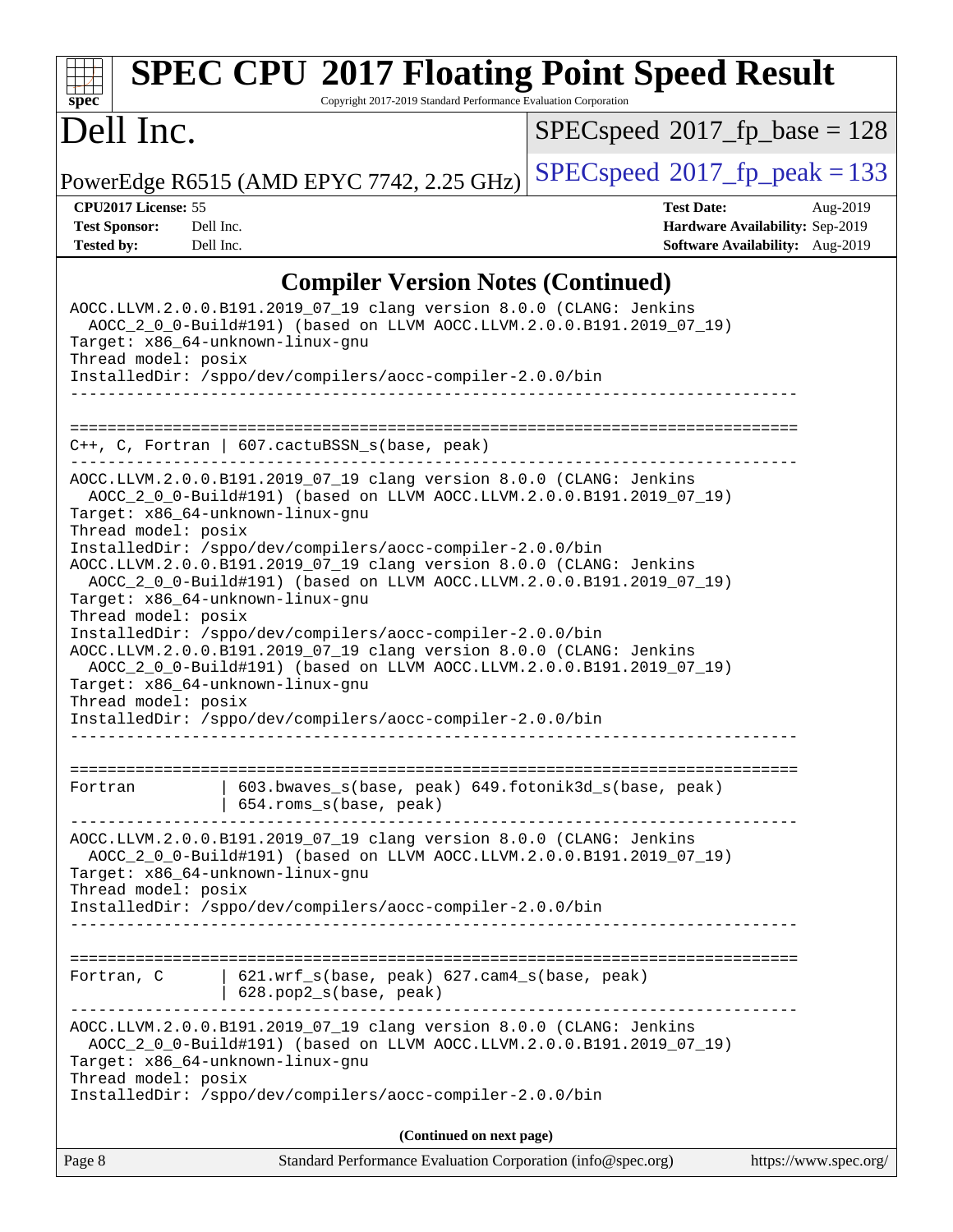## Compiler Version Notes (Continued)

```
AOCC.LLVM.2.0.0.B191.2019_07_19 clang version 8.0.0 (CLANG: Jenkins
  AOCC_2_0_0-Build#191) (based on LLVM AOCC.LLVM.2.0.0.B191.2019_07_19)
Target: x86_64-unknown-linux-gnu
Thread model: posix
InstalledDir: /sppo/dev/compilers/aocc-compiler-2.0.0/bin
------------------------------------------------------------------------------

==============================================================================
C++, C, Fortran | 607.cactuBSSN_s(base, peak)
------------------------------------------------------------------------------
AOCC.LLVM.2.0.0.B191.2019_07_19 clang version 8.0.0 (CLANG: Jenkins
  AOCC_2_0_0-Build#191) (based on LLVM AOCC.LLVM.2.0.0.B191.2019_07_19)
Target: x86_64-unknown-linux-gnu
Thread model: posix
InstalledDir: /sppo/dev/compilers/aocc-compiler-2.0.0/bin
AOCC.LLVM.2.0.0.B191.2019_07_19 clang version 8.0.0 (CLANG: Jenkins
  AOCC_2_0_0-Build#191) (based on LLVM AOCC.LLVM.2.0.0.B191.2019_07_19)
Target: x86_64-unknown-linux-gnu
Thread model: posix
InstalledDir: /sppo/dev/compilers/aocc-compiler-2.0.0/bin
AOCC.LLVM.2.0.0.B191.2019_07_19 clang version 8.0.0 (CLANG: Jenkins
  AOCC_2_0_0-Build#191) (based on LLVM AOCC.LLVM.2.0.0.B191.2019_07_19)
Target: x86_64-unknown-linux-gnu
Thread model: posix
InstalledDir: /sppo/dev/compilers/aocc-compiler-2.0.0/bin
------------------------------------------------------------------------------

==============================================================================
Fortran         | 603.bwaves_s(base, peak) 649.fotonik3d_s(base, peak)
                | 654.roms_s(base, peak)
------------------------------------------------------------------------------
AOCC.LLVM.2.0.0.B191.2019_07_19 clang version 8.0.0 (CLANG: Jenkins
  AOCC_2_0_0-Build#191) (based on LLVM AOCC.LLVM.2.0.0.B191.2019_07_19)
Target: x86_64-unknown-linux-gnu
Thread model: posix
InstalledDir: /sppo/dev/compilers/aocc-compiler-2.0.0/bin
------------------------------------------------------------------------------

==============================================================================
Fortran, C      | 621.wrf_s(base, peak) 627.cam4_s(base, peak)
                | 628.pop2_s(base, peak)
------------------------------------------------------------------------------
AOCC.LLVM.2.0.0.B191.2019_07_19 clang version 8.0.0 (CLANG: Jenkins
  AOCC_2_0_0-Build#191) (based on LLVM AOCC.LLVM.2.0.0.B191.2019_07_19)
Target: x86_64-unknown-linux-gnu
Thread model: posix
InstalledDir: /sppo/dev/compilers/aocc-compiler-2.0.0/bin
```

**(Continued on next page)**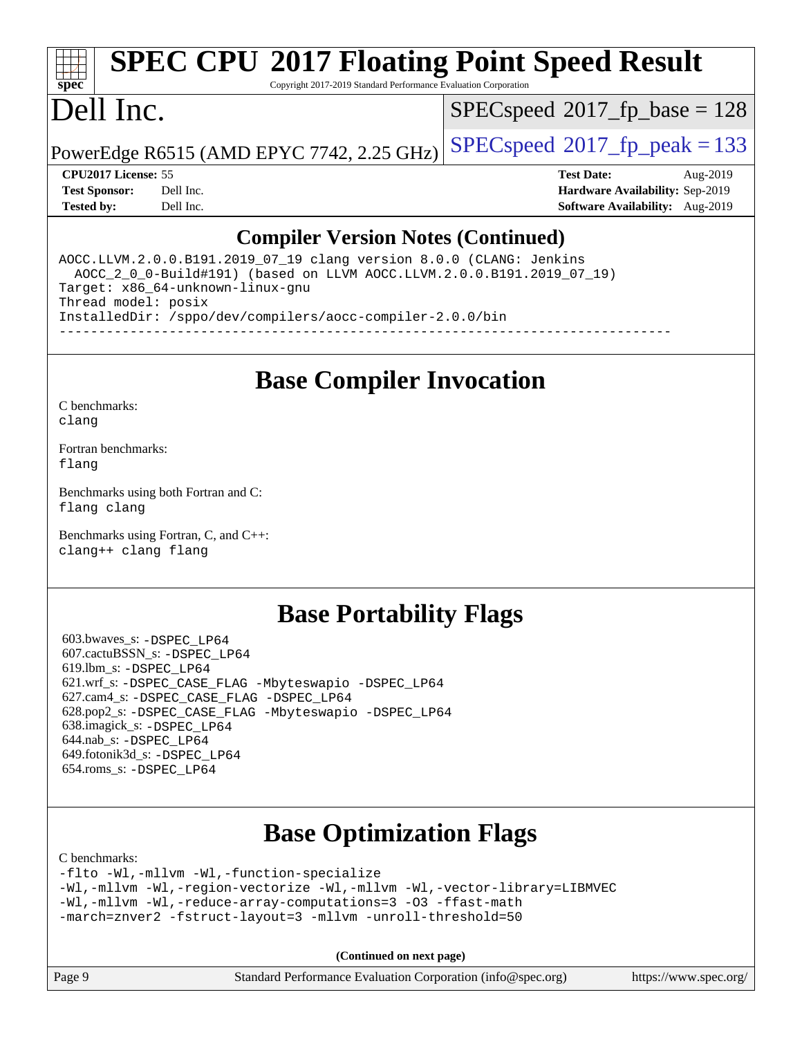# SPEC CPU 2017 Floating Point Speed Result

Copyright 2017-2019 Standard Performance Evaluation Corporation

# Dell Inc.

PowerEdge R6515 (AMD EPYC 7742, 2.25 GHz)

SPECspeed 2017_fp_base = 128

SPECspeed 2017_fp_peak = 133

**CPU2017 License:** 55
**Test Sponsor:** Dell Inc.
**Tested by:** Dell Inc.

**Test Date:** Aug-2019
**Hardware Availability:** Sep-2019
**Software Availability:** Aug-2019

## Compiler Version Notes (Continued)

```
AOCC.LLVM.2.0.0.B191.2019_07_19 clang version 8.0.0 (CLANG: Jenkins
  AOCC_2_0_0-Build#191) (based on LLVM AOCC.LLVM.2.0.0.B191.2019_07_19)
Target: x86_64-unknown-linux-gnu
Thread model: posix
InstalledDir: /sppo/dev/compilers/aocc-compiler-2.0.0/bin
------------------------------------------------------------------------------
```

## Base Compiler Invocation

C benchmarks:
`clang`

Fortran benchmarks:
`flang`

Benchmarks using both Fortran and C:
`flang clang`

Benchmarks using Fortran, C, and C++:
`clang++ clang flang`

## Base Portability Flags

603.bwaves_s: `-DSPEC_LP64`
607.cactuBSSN_s: `-DSPEC_LP64`
619.lbm_s: `-DSPEC_LP64`
621.wrf_s: `-DSPEC_CASE_FLAG -Mbyteswapio -DSPEC_LP64`
627.cam4_s: `-DSPEC_CASE_FLAG -DSPEC_LP64`
628.pop2_s: `-DSPEC_CASE_FLAG -Mbyteswapio -DSPEC_LP64`
638.imagick_s: `-DSPEC_LP64`
644.nab_s: `-DSPEC_LP64`
649.fotonik3d_s: `-DSPEC_LP64`
654.roms_s: `-DSPEC_LP64`

## Base Optimization Flags

C benchmarks:

```
-flto -Wl,-mllvm -Wl,-function-specialize
-Wl,-mllvm -Wl,-region-vectorize -Wl,-mllvm -Wl,-vector-library=LIBMVEC
-Wl,-mllvm -Wl,-reduce-array-computations=3 -O3 -ffast-math
-march=znver2 -fstruct-layout=3 -mllvm -unroll-threshold=50
```

**(Continued on next page)**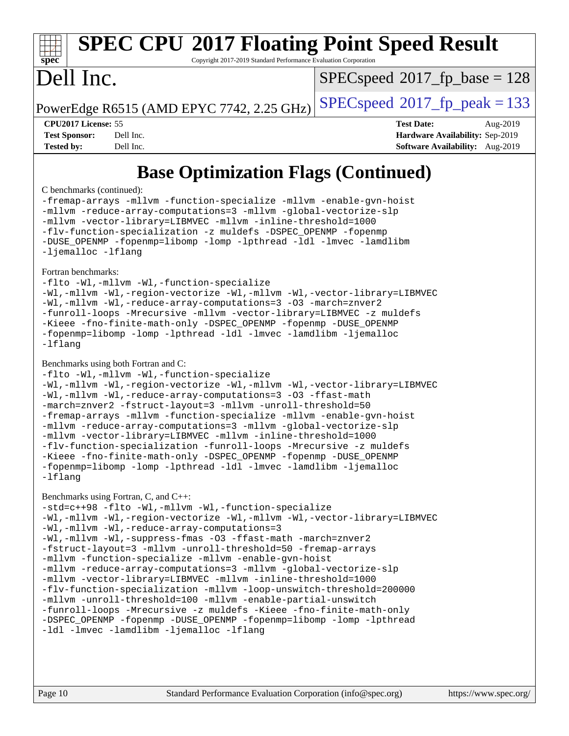# SPEC CPU 2017 Floating Point Speed Result

Copyright 2017-2019 Standard Performance Evaluation Corporation

# Dell Inc.

PowerEdge R6515 (AMD EPYC 7742, 2.25 GHz)

SPECspeed 2017_fp_base = 128

SPECspeed 2017_fp_peak = 133

**CPU2017 License:** 55
**Test Sponsor:** Dell Inc.
**Tested by:** Dell Inc.

**Test Date:** Aug-2019
**Hardware Availability:** Sep-2019
**Software Availability:** Aug-2019

## Base Optimization Flags (Continued)

C benchmarks (continued):

```
-fremap-arrays -mllvm -function-specialize -mllvm -enable-gvn-hoist
-mllvm -reduce-array-computations=3 -mllvm -global-vectorize-slp
-mllvm -vector-library=LIBMVEC -mllvm -inline-threshold=1000
-flv-function-specialization -z muldefs -DSPEC_OPENMP -fopenmp
-DUSE_OPENMP -fopenmp=libomp -lomp -lpthread -ldl -lmvec -lamdlibm
-ljemalloc -lflang
```

Fortran benchmarks:

```
-flto -Wl,-mllvm -Wl,-function-specialize
-Wl,-mllvm -Wl,-region-vectorize -Wl,-mllvm -Wl,-vector-library=LIBMVEC
-Wl,-mllvm -Wl,-reduce-array-computations=3 -O3 -march=znver2
-funroll-loops -Mrecursive -mllvm -vector-library=LIBMVEC -z muldefs
-Kieee -fno-finite-math-only -DSPEC_OPENMP -fopenmp -DUSE_OPENMP
-fopenmp=libomp -lomp -lpthread -ldl -lmvec -lamdlibm -ljemalloc
-lflang
```

Benchmarks using both Fortran and C:

```
-flto -Wl,-mllvm -Wl,-function-specialize
-Wl,-mllvm -Wl,-region-vectorize -Wl,-mllvm -Wl,-vector-library=LIBMVEC
-Wl,-mllvm -Wl,-reduce-array-computations=3 -O3 -ffast-math
-march=znver2 -fstruct-layout=3 -mllvm -unroll-threshold=50
-fremap-arrays -mllvm -function-specialize -mllvm -enable-gvn-hoist
-mllvm -reduce-array-computations=3 -mllvm -global-vectorize-slp
-mllvm -vector-library=LIBMVEC -mllvm -inline-threshold=1000
-flv-function-specialization -funroll-loops -Mrecursive -z muldefs
-Kieee -fno-finite-math-only -DSPEC_OPENMP -fopenmp -DUSE_OPENMP
-fopenmp=libomp -lomp -lpthread -ldl -lmvec -lamdlibm -ljemalloc
-lflang
```

Benchmarks using Fortran, C, and C++:

```
-std=c++98 -flto -Wl,-mllvm -Wl,-function-specialize
-Wl,-mllvm -Wl,-region-vectorize -Wl,-mllvm -Wl,-vector-library=LIBMVEC
-Wl,-mllvm -Wl,-reduce-array-computations=3
-Wl,-mllvm -Wl,-suppress-fmas -O3 -ffast-math -march=znver2
-fstruct-layout=3 -mllvm -unroll-threshold=50 -fremap-arrays
-mllvm -function-specialize -mllvm -enable-gvn-hoist
-mllvm -reduce-array-computations=3 -mllvm -global-vectorize-slp
-mllvm -vector-library=LIBMVEC -mllvm -inline-threshold=1000
-flv-function-specialization -mllvm -loop-unswitch-threshold=200000
-mllvm -unroll-threshold=100 -mllvm -enable-partial-unswitch
-funroll-loops -Mrecursive -z muldefs -Kieee -fno-finite-math-only
-DSPEC_OPENMP -fopenmp -DUSE_OPENMP -fopenmp=libomp -lomp -lpthread
-ldl -lmvec -lamdlibm -ljemalloc -lflang
```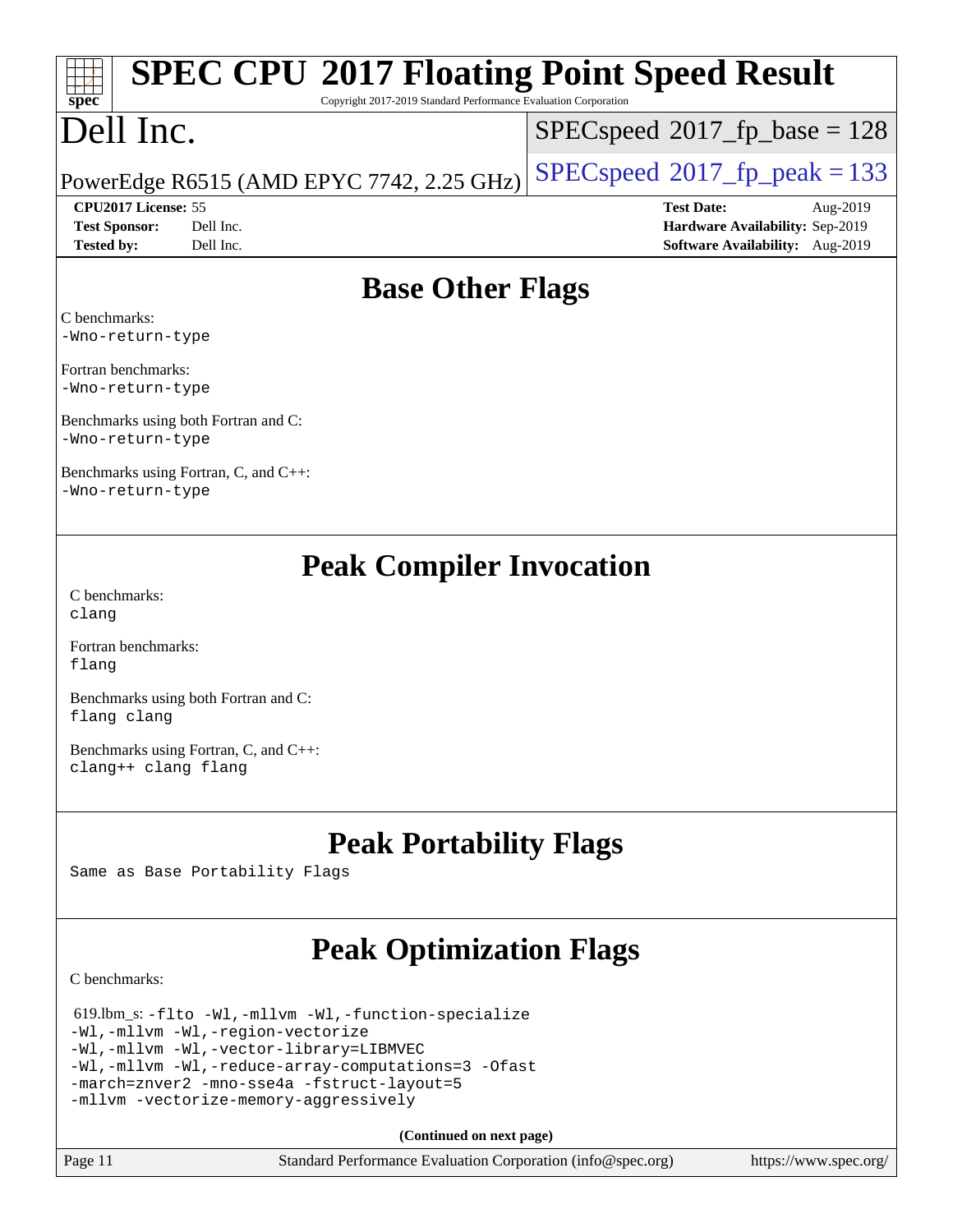## Base Other Flags

C benchmarks:
-Wno-return-type

Fortran benchmarks:
-Wno-return-type

Benchmarks using both Fortran and C:
-Wno-return-type

Benchmarks using Fortran, C, and C++:
-Wno-return-type

## Peak Compiler Invocation

C benchmarks:
clang

Fortran benchmarks:
flang

Benchmarks using both Fortran and C:
flang clang

Benchmarks using Fortran, C, and C++:
clang++ clang flang

## Peak Portability Flags

Same as Base Portability Flags

## Peak Optimization Flags

C benchmarks:

619.lbm_s: -flto -Wl,-mllvm -Wl,-function-specialize
-Wl,-mllvm -Wl,-region-vectorize
-Wl,-mllvm -Wl,-vector-library=LIBMVEC
-Wl,-mllvm -Wl,-reduce-array-computations=3 -Ofast
-march=znver2 -mno-sse4a -fstruct-layout=5
-mllvm -vectorize-memory-aggressively

(Continued on next page)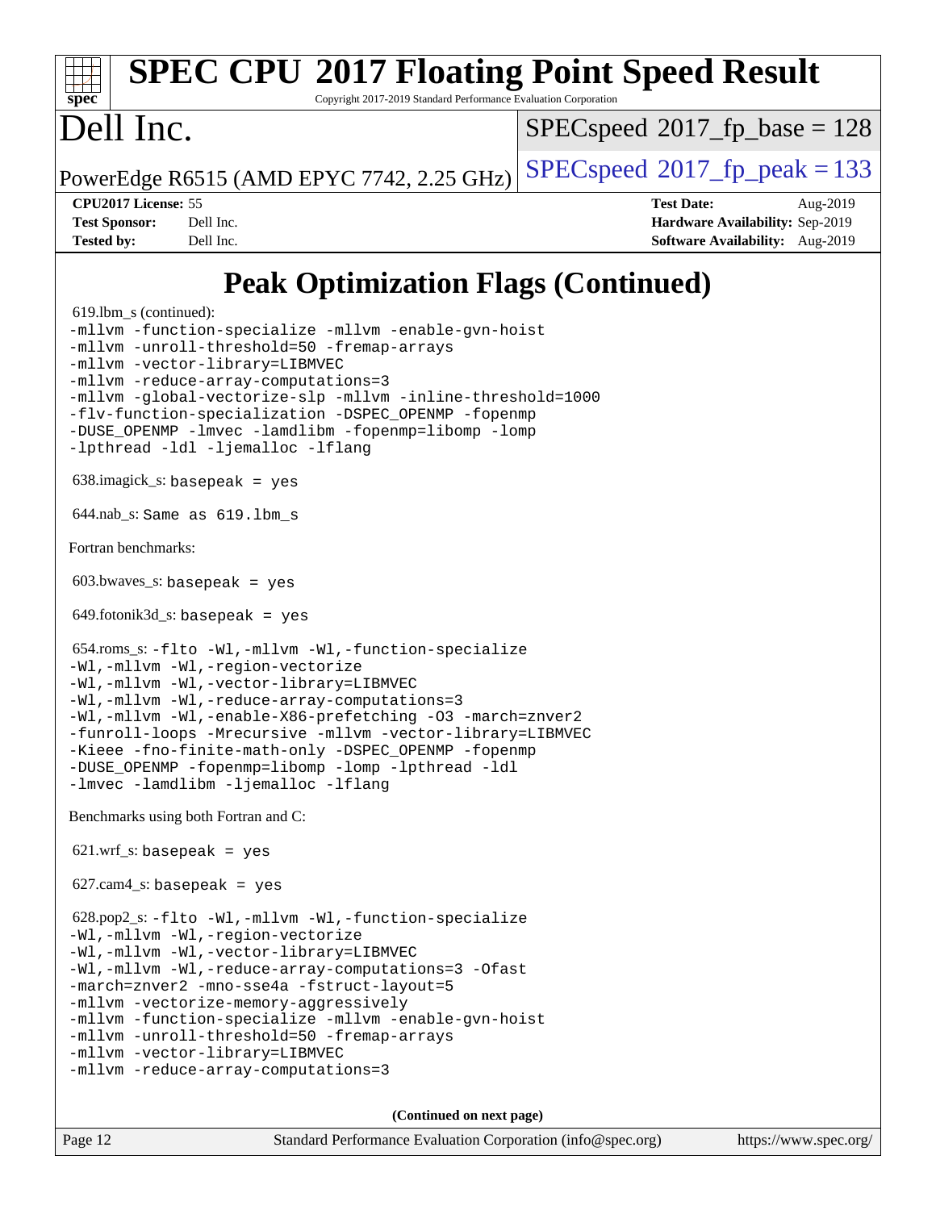# Peak Optimization Flags (Continued)

619.lbm_s (continued):
```
-mllvm -function-specialize -mllvm -enable-gvn-hoist
-mllvm -unroll-threshold=50 -fremap-arrays
-mllvm -vector-library=LIBMVEC
-mllvm -reduce-array-computations=3
-mllvm -global-vectorize-slp -mllvm -inline-threshold=1000
-flv-function-specialization -DSPEC_OPENMP -fopenmp
-DUSE_OPENMP -lmvec -lamdlibm -fopenmp=libomp -lomp
-lpthread -ldl -ljemalloc -lflang
```

638.imagick_s: `basepeak = yes`

644.nab_s: `Same as 619.lbm_s`

Fortran benchmarks:

603.bwaves_s: `basepeak = yes`

649.fotonik3d_s: `basepeak = yes`

654.roms_s:
```
-flto -Wl,-mllvm -Wl,-function-specialize
-Wl,-mllvm -Wl,-region-vectorize
-Wl,-mllvm -Wl,-vector-library=LIBMVEC
-Wl,-mllvm -Wl,-reduce-array-computations=3
-Wl,-mllvm -Wl,-enable-X86-prefetching -O3 -march=znver2
-funroll-loops -Mrecursive -mllvm -vector-library=LIBMVEC
-Kieee -fno-finite-math-only -DSPEC_OPENMP -fopenmp
-DUSE_OPENMP -fopenmp=libomp -lomp -lpthread -ldl
-lmvec -lamdlibm -ljemalloc -lflang
```

Benchmarks using both Fortran and C:

621.wrf_s: `basepeak = yes`

627.cam4_s: `basepeak = yes`

628.pop2_s:
```
-flto -Wl,-mllvm -Wl,-function-specialize
-Wl,-mllvm -Wl,-region-vectorize
-Wl,-mllvm -Wl,-vector-library=LIBMVEC
-Wl,-mllvm -Wl,-reduce-array-computations=3 -Ofast
-march=znver2 -mno-sse4a -fstruct-layout=5
-mllvm -vectorize-memory-aggressively
-mllvm -function-specialize -mllvm -enable-gvn-hoist
-mllvm -unroll-threshold=50 -fremap-arrays
-mllvm -vector-library=LIBMVEC
-mllvm -reduce-array-computations=3
```

**(Continued on next page)**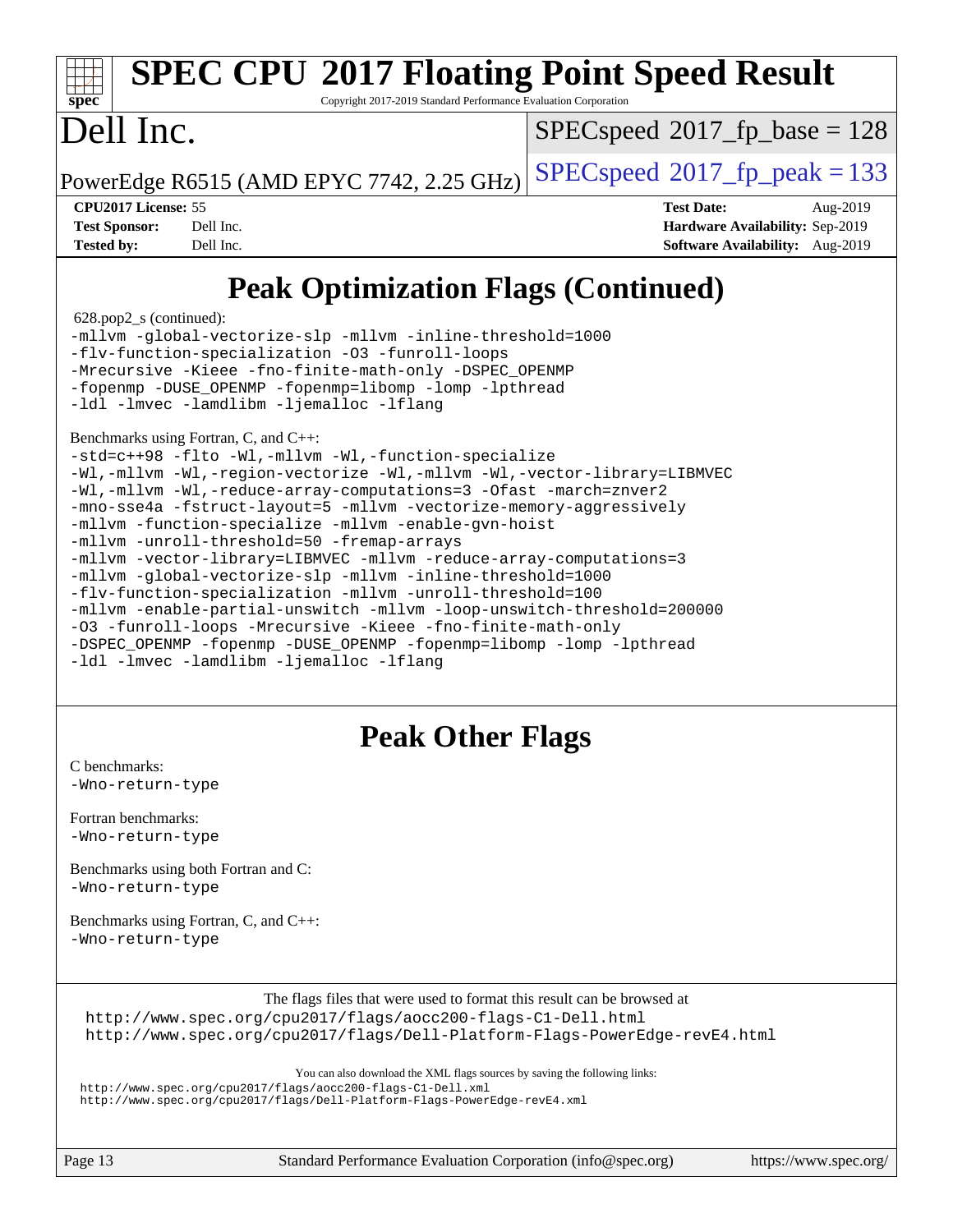# SPEC CPU 2017 Floating Point Speed Result

Copyright 2017-2019 Standard Performance Evaluation Corporation

# Dell Inc.

PowerEdge R6515 (AMD EPYC 7742, 2.25 GHz)

SPECspeed 2017_fp_base = 128

SPECspeed 2017_fp_peak = 133

**CPU2017 License:** 55
**Test Sponsor:** Dell Inc.
**Tested by:** Dell Inc.

**Test Date:** Aug-2019
**Hardware Availability:** Sep-2019
**Software Availability:** Aug-2019

## Peak Optimization Flags (Continued)

628.pop2_s (continued):

```
-mllvm -global-vectorize-slp -mllvm -inline-threshold=1000
-flv-function-specialization -O3 -funroll-loops
-Mrecursive -Kieee -fno-finite-math-only -DSPEC_OPENMP
-fopenmp -DUSE_OPENMP -fopenmp=libomp -lomp -lpthread
-ldl -lmvec -lamdlibm -ljemalloc -lflang
```

Benchmarks using Fortran, C, and C++:

```
-std=c++98 -flto -Wl,-mllvm -Wl,-function-specialize
-Wl,-mllvm -Wl,-region-vectorize -Wl,-mllvm -Wl,-vector-library=LIBMVEC
-Wl,-mllvm -Wl,-reduce-array-computations=3 -Ofast -march=znver2
-mno-sse4a -fstruct-layout=5 -mllvm -vectorize-memory-aggressively
-mllvm -function-specialize -mllvm -enable-gvn-hoist
-mllvm -unroll-threshold=50 -fremap-arrays
-mllvm -vector-library=LIBMVEC -mllvm -reduce-array-computations=3
-mllvm -global-vectorize-slp -mllvm -inline-threshold=1000
-flv-function-specialization -mllvm -unroll-threshold=100
-mllvm -enable-partial-unswitch -mllvm -loop-unswitch-threshold=200000
-O3 -funroll-loops -Mrecursive -Kieee -fno-finite-math-only
-DSPEC_OPENMP -fopenmp -DUSE_OPENMP -fopenmp=libomp -lomp -lpthread
-ldl -lmvec -lamdlibm -ljemalloc -lflang
```

## Peak Other Flags

C benchmarks:
`-Wno-return-type`

Fortran benchmarks:
`-Wno-return-type`

Benchmarks using both Fortran and C:
`-Wno-return-type`

Benchmarks using Fortran, C, and C++:
`-Wno-return-type`

The flags files that were used to format this result can be browsed at
http://www.spec.org/cpu2017/flags/aocc200-flags-C1-Dell.html
http://www.spec.org/cpu2017/flags/Dell-Platform-Flags-PowerEdge-revE4.html

You can also download the XML flags sources by saving the following links:
http://www.spec.org/cpu2017/flags/aocc200-flags-C1-Dell.xml
http://www.spec.org/cpu2017/flags/Dell-Platform-Flags-PowerEdge-revE4.xml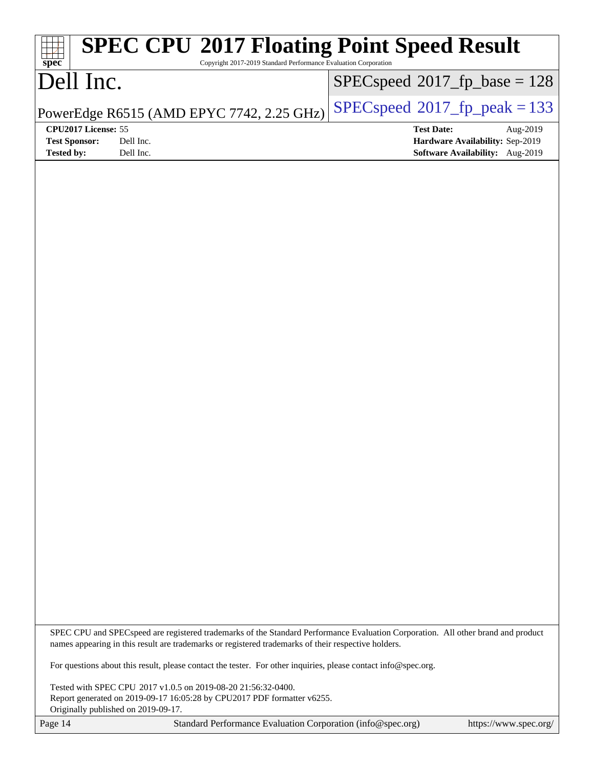# SPEC CPU 2017 Floating Point Speed Result

Copyright 2017-2019 Standard Performance Evaluation Corporation

# Dell Inc.

PowerEdge R6515 (AMD EPYC 7742, 2.25 GHz)

SPECspeed 2017_fp_base = 128

SPECspeed 2017_fp_peak = 133

**CPU2017 License:** 55
**Test Sponsor:** Dell Inc.
**Tested by:** Dell Inc.

**Test Date:** Aug-2019
**Hardware Availability:** Sep-2019
**Software Availability:** Aug-2019

SPEC CPU and SPECspeed are registered trademarks of the Standard Performance Evaluation Corporation. All other brand and product names appearing in this result are trademarks or registered trademarks of their respective holders.

For questions about this result, please contact the tester. For other inquiries, please contact info@spec.org.

Tested with SPEC CPU 2017 v1.0.5 on 2019-08-20 21:56:32-0400.
Report generated on 2019-09-17 16:05:28 by CPU2017 PDF formatter v6255.
Originally published on 2019-09-17.